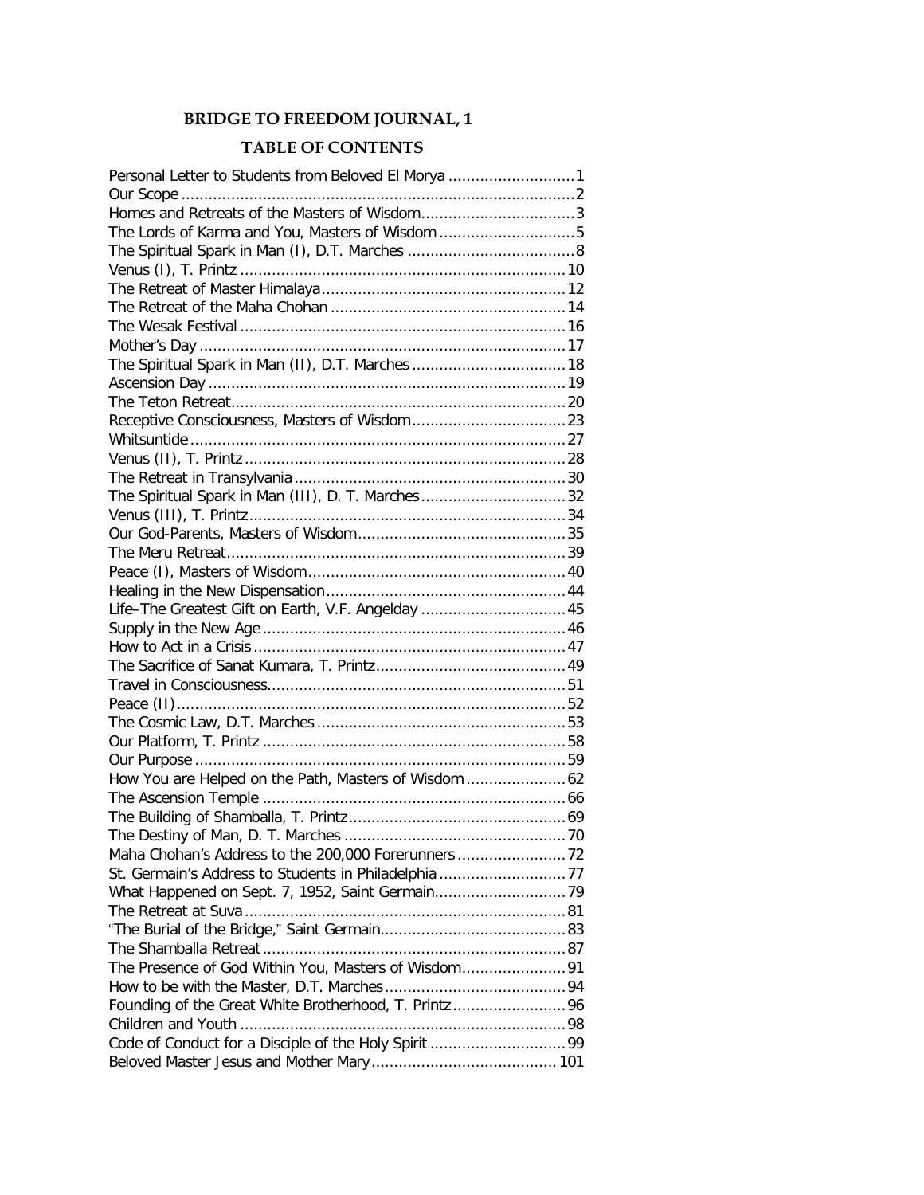# BRIDGE TO FREEDOM JOURNAL, 1

## TABLE OF CONTENTS

Personal Letter to Students from Beloved El Morya ........................... 1
Our Scope ........................................................................................ 2
Homes and Retreats of the Masters of Wisdom.................................. 3
The Lords of Karma and You, Masters of Wisdom .............................. 5
The Spiritual Spark in Man (I), D.T. Marches ..................................... 8
Venus (I), T. Printz ......................................................................... 10
The Retreat of Master Himalaya...................................................... 12
The Retreat of the Maha Chohan .................................................... 14
The Wesak Festival ......................................................................... 16
Mother's Day ................................................................................. 17
The Spiritual Spark in Man (II), D.T. Marches .................................. 18
Ascension Day ............................................................................... 19
The Teton Retreat........................................................................... 20
Receptive Consciousness, Masters of Wisdom.................................. 23
Whitsuntide ................................................................................... 27
Venus (II), T. Printz ....................................................................... 28
The Retreat in Transylvania ............................................................ 30
The Spiritual Spark in Man (III), D. T. Marches................................ 32
Venus (III), T. Printz....................................................................... 34
Our God-Parents, Masters of Wisdom.............................................. 35
The Meru Retreat........................................................................... 39
Peace (I), Masters of Wisdom......................................................... 40
Healing in the New Dispensation..................................................... 44
Life–The Greatest Gift on Earth, V.F. Angelday ................................ 45
Supply in the New Age ................................................................... 46
How to Act in a Crisis ..................................................................... 47
The Sacrifice of Sanat Kumara, T. Printz.......................................... 49
Travel in Consciousness.................................................................. 51
Peace (II)....................................................................................... 52
The Cosmic Law, D.T. Marches ....................................................... 53
Our Platform, T. Printz ................................................................... 58
Our Purpose .................................................................................. 59
How You are Helped on the Path, Masters of Wisdom...................... 62
The Ascension Temple ................................................................... 66
The Building of Shamballa, T. Printz................................................ 69
The Destiny of Man, D. T. Marches ................................................. 70
Maha Chohan's Address to the 200,000 Forerunners ........................ 72
St. Germain's Address to Students in Philadelphia ............................ 77
What Happened on Sept. 7, 1952, Saint Germain............................. 79
The Retreat at Suva ....................................................................... 81
"The Burial of the Bridge," Saint Germain......................................... 83
The Shamballa Retreat ................................................................... 87
The Presence of God Within You, Masters of Wisdom....................... 91
How to be with the Master, D.T. Marches ........................................ 94
Founding of the Great White Brotherhood, T. Printz......................... 96
Children and Youth ........................................................................ 98
Code of Conduct for a Disciple of the Holy Spirit .............................. 99
Beloved Master Jesus and Mother Mary......................................... 101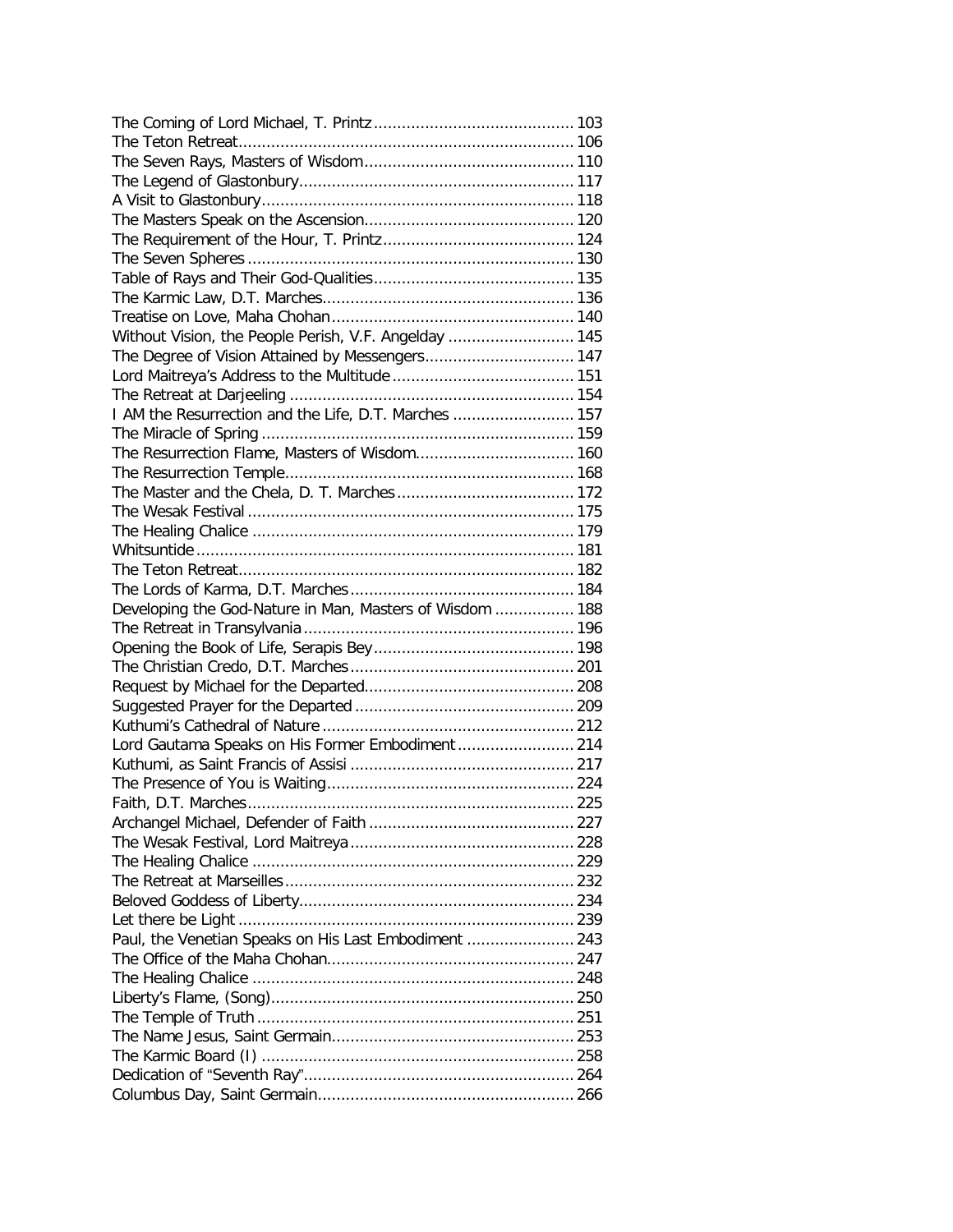The Coming of Lord Michael, T. Printz ........................................... 103
The Teton Retreat ........................................................................ 106
The Seven Rays, Masters of Wisdom ............................................. 110
The Legend of Glastonbury ........................................................... 117
A Visit to Glastonbury ................................................................... 118
The Masters Speak on the Ascension ............................................. 120
The Requirement of the Hour, T. Printz ......................................... 124
The Seven Spheres ...................................................................... 130
Table of Rays and Their God-Qualities ........................................... 135
The Karmic Law, D.T. Marches ...................................................... 136
Treatise on Love, Maha Chohan .................................................... 140
Without Vision, the People Perish, V.F. Angelday ........................... 145
The Degree of Vision Attained by Messengers ................................ 147
Lord Maitreya's Address to the Multitude ....................................... 151
The Retreat at Darjeeling ............................................................. 154
I AM the Resurrection and the Life, D.T. Marches .......................... 157
The Miracle of Spring .................................................................. 159
The Resurrection Flame, Masters of Wisdom .................................. 160
The Resurrection Temple ............................................................. 168
The Master and the Chela, D. T. Marches ...................................... 172
The Wesak Festival ..................................................................... 175
The Healing Chalice .................................................................... 179
Whitsuntide ................................................................................ 181
The Teton Retreat ....................................................................... 182
The Lords of Karma, D.T. Marches ................................................ 184
Developing the God-Nature in Man, Masters of Wisdom ................. 188
The Retreat in Transylvania .......................................................... 196
Opening the Book of Life, Serapis Bey ........................................... 198
The Christian Credo, D.T. Marches ................................................ 201
Request by Michael for the Departed ............................................. 208
Suggested Prayer for the Departed ............................................... 209
Kuthumi's Cathedral of Nature ...................................................... 212
Lord Gautama Speaks on His Former Embodiment ......................... 214
Kuthumi, as Saint Francis of Assisi ................................................ 217
The Presence of You is Waiting ..................................................... 224
Faith, D.T. Marches ..................................................................... 225
Archangel Michael, Defender of Faith ............................................ 227
The Wesak Festival, Lord Maitreya ................................................ 228
The Healing Chalice .................................................................... 229
The Retreat at Marseilles .............................................................. 232
Beloved Goddess of Liberty ........................................................... 234
Let there be Light ........................................................................ 239
Paul, the Venetian Speaks on His Last Embodiment ....................... 243
The Office of the Maha Chohan ..................................................... 247
The Healing Chalice .................................................................... 248
Liberty's Flame, (Song) ................................................................ 250
The Temple of Truth .................................................................... 251
The Name Jesus, Saint Germain .................................................... 253
The Karmic Board (I) ................................................................... 258
Dedication of "Seventh Ray" .......................................................... 264
Columbus Day, Saint Germain ....................................................... 266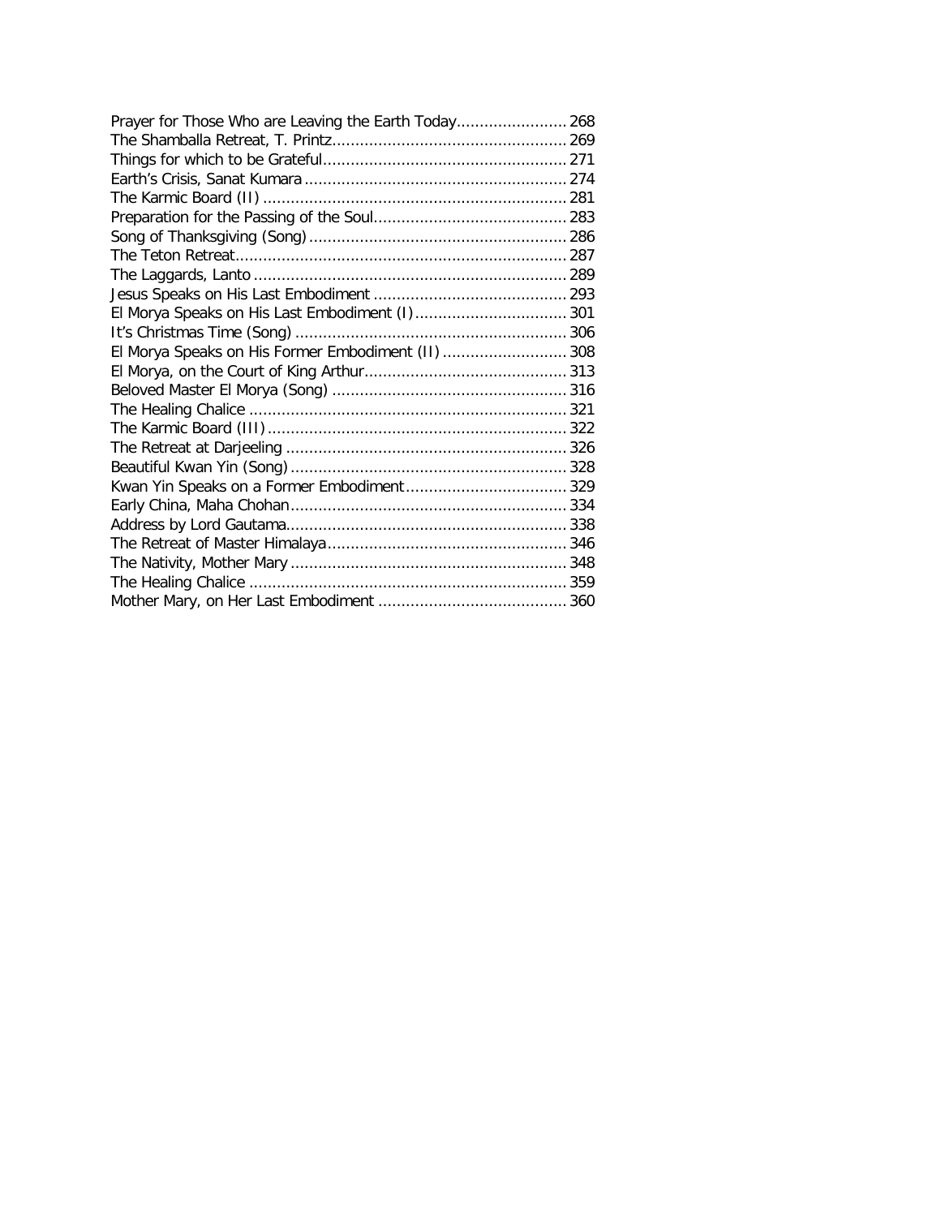Prayer for Those Who are Leaving the Earth Today........................ 268
The Shamballa Retreat, T. Printz.................................................. 269
Things for which to be Grateful..................................................... 271
Earth's Crisis, Sanat Kumara ......................................................... 274
The Karmic Board (II) .................................................................. 281
Preparation for the Passing of the Soul.......................................... 283
Song of Thanksgiving (Song) ........................................................ 286
The Teton Retreat........................................................................ 287
The Laggards, Lanto .................................................................... 289
Jesus Speaks on His Last Embodiment .......................................... 293
El Morya Speaks on His Last Embodiment (I)................................. 301
It's Christmas Time (Song) ........................................................... 306
El Morya Speaks on His Former Embodiment (II) ........................... 308
El Morya, on the Court of King Arthur............................................ 313
Beloved Master El Morya (Song) ................................................... 316
The Healing Chalice ..................................................................... 321
The Karmic Board (III) ................................................................. 322
The Retreat at Darjeeling ............................................................. 326
Beautiful Kwan Yin (Song) ............................................................ 328
Kwan Yin Speaks on a Former Embodiment................................... 329
Early China, Maha Chohan............................................................ 334
Address by Lord Gautama............................................................. 338
The Retreat of Master Himalaya.................................................... 346
The Nativity, Mother Mary ............................................................ 348
The Healing Chalice ..................................................................... 359
Mother Mary, on Her Last Embodiment ......................................... 360